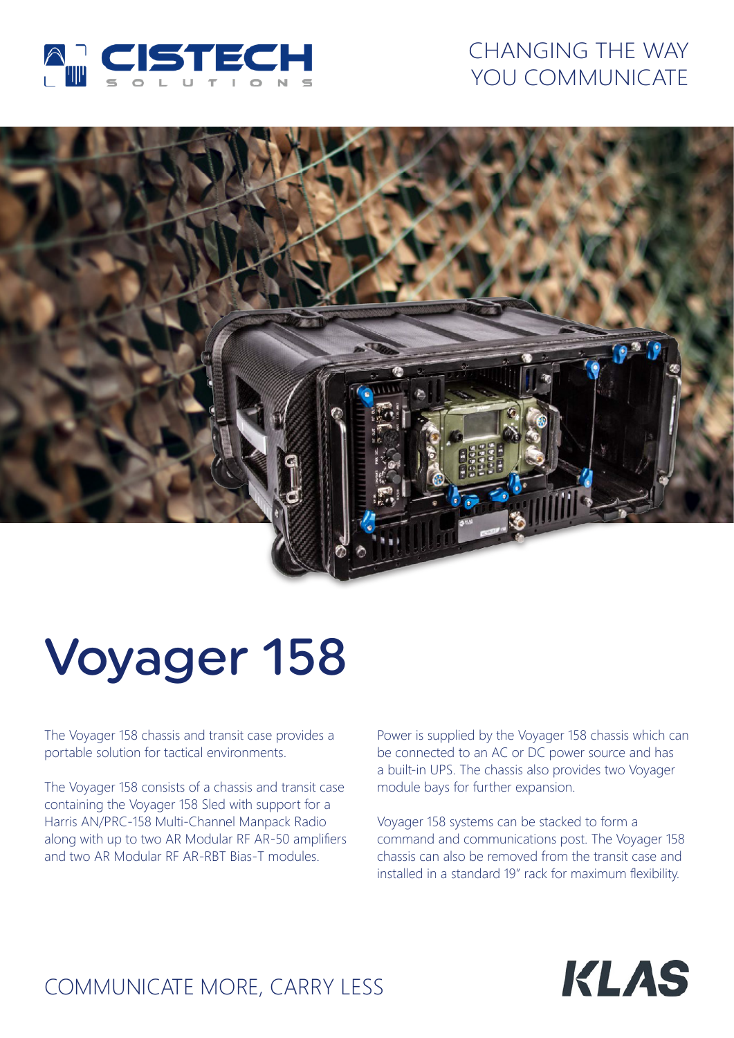CISTECH SOLUTIONS

CHANGING THE WAY YOU COMMUNICATE

# Voyager 158

The Voyager 158 chassis and transit case provides a portable solution for tactical environments.

The Voyager 158 consists of a chassis and transit case containing the Voyager 158 Sled with support for a Harris AN/PRC-158 Multi-Channel Manpack Radio along with up to two AR Modular RF AR-50 amplifiers and two AR Modular RF AR-RBT Bias-T modules.

Power is supplied by the Voyager 158 chassis which can be connected to an AC or DC power source and has a built-in UPS. The chassis also provides two Voyager module bays for further expansion.

Voyager 158 systems can be stacked to form a command and communications post. The Voyager 158 chassis can also be removed from the transit case and installed in a standard 19" rack for maximum flexibility.

COMMUNICATE MORE, CARRY LESS

KLAS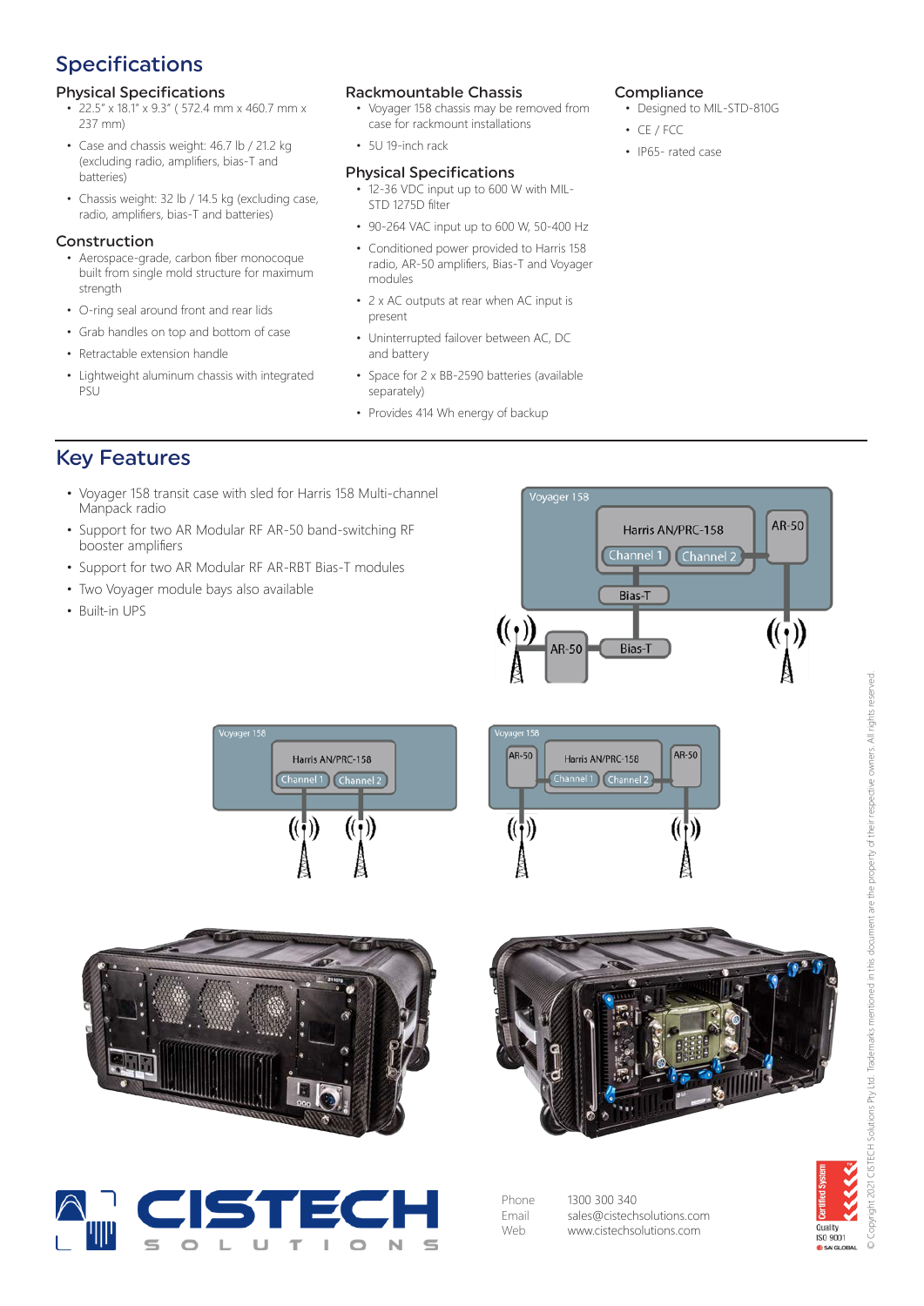# Specifications

## Physical Specifications

- 22.5" x 18.1" x 9.3" ( 572.4 mm x 460.7 mm x 237 mm)
- Case and chassis weight: 46.7 lb / 21.2 kg (excluding radio, amplifiers, bias-T and batteries)
- Chassis weight: 32 lb / 14.5 kg (excluding case, radio, amplifiers, bias-T and batteries)

## Construction

- Aerospace-grade, carbon fiber monocoque built from single mold structure for maximum strength
- O-ring seal around front and rear lids
- Grab handles on top and bottom of case
- Retractable extension handle
- Lightweight aluminum chassis with integrated PSU

## Rackmountable Chassis

- Voyager 158 chassis may be removed from case for rackmount installations
- 5U 19-inch rack

## Physical Specifications

- 12-36 VDC input up to 600 W with MIL-STD 1275D filter
- 90-264 VAC input up to 600 W, 50-400 Hz
- Conditioned power provided to Harris 158 radio, AR-50 amplifiers, Bias-T and Voyager modules
- 2 x AC outputs at rear when AC input is present
- Uninterrupted failover between AC, DC and battery
- Space for 2 x BB-2590 batteries (available separately)
- Provides 414 Wh energy of backup

## Compliance

- Designed to MIL-STD-810G
- CE / FCC
- IP65- rated case

# Key Features

- Voyager 158 transit case with sled for Harris 158 Multi-channel Manpack radio
- Support for two AR Modular RF AR-50 band-switching RF booster amplifiers
- Support for two AR Modular RF AR-RBT Bias-T modules
- Two Voyager module bays also available
- Built-in UPS

Voyager 158
Harris AN/PRC-158
Channel 1
Channel 2
AR-50
Bias-T
AR-50
Bias-T

Voyager 158
Harris AN/PRC-158
Channel 1
Channel 2

Voyager 158
AR-50
Harris AN/PRC-158
Channel 1
Channel 2
AR-50

CISTECH SOLUTIONS

Phone 1300 300 340
Email sales@cistechsolutions.com
Web www.cistechsolutions.com

Certified System
Quality
ISO 9001
SAI GLOBAL

© Copyright 2021 CISTECH Solutions Pty Ltd. Trademarks mentioned in this document are the property of their respective owners. All rights reserved.